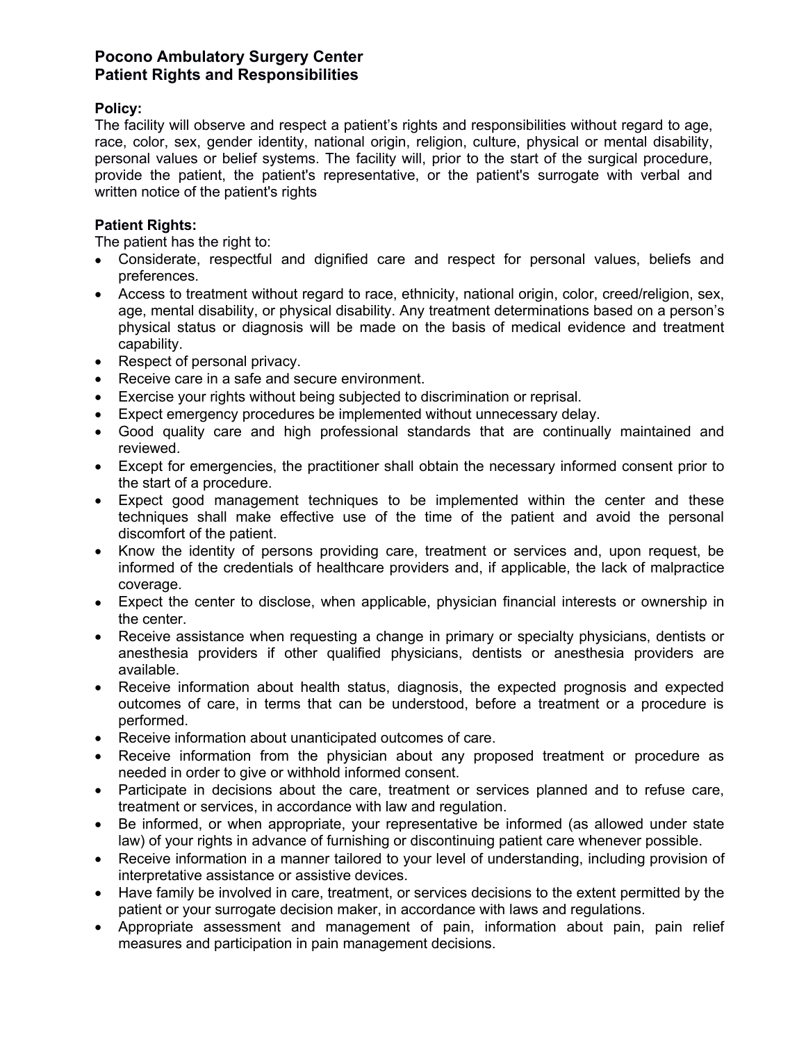# Pocono Ambulatory Surgery Center
# Patient Rights and Responsibilities

**Policy:**
The facility will observe and respect a patient's rights and responsibilities without regard to age, race, color, sex, gender identity, national origin, religion, culture, physical or mental disability, personal values or belief systems. The facility will, prior to the start of the surgical procedure, provide the patient, the patient's representative, or the patient's surrogate with verbal and written notice of the patient's rights

**Patient Rights:**
The patient has the right to:

- Considerate, respectful and dignified care and respect for personal values, beliefs and preferences.
- Access to treatment without regard to race, ethnicity, national origin, color, creed/religion, sex, age, mental disability, or physical disability. Any treatment determinations based on a person's physical status or diagnosis will be made on the basis of medical evidence and treatment capability.
- Respect of personal privacy.
- Receive care in a safe and secure environment.
- Exercise your rights without being subjected to discrimination or reprisal.
- Expect emergency procedures be implemented without unnecessary delay.
- Good quality care and high professional standards that are continually maintained and reviewed.
- Except for emergencies, the practitioner shall obtain the necessary informed consent prior to the start of a procedure.
- Expect good management techniques to be implemented within the center and these techniques shall make effective use of the time of the patient and avoid the personal discomfort of the patient.
- Know the identity of persons providing care, treatment or services and, upon request, be informed of the credentials of healthcare providers and, if applicable, the lack of malpractice coverage.
- Expect the center to disclose, when applicable, physician financial interests or ownership in the center.
- Receive assistance when requesting a change in primary or specialty physicians, dentists or anesthesia providers if other qualified physicians, dentists or anesthesia providers are available.
- Receive information about health status, diagnosis, the expected prognosis and expected outcomes of care, in terms that can be understood, before a treatment or a procedure is performed.
- Receive information about unanticipated outcomes of care.
- Receive information from the physician about any proposed treatment or procedure as needed in order to give or withhold informed consent.
- Participate in decisions about the care, treatment or services planned and to refuse care, treatment or services, in accordance with law and regulation.
- Be informed, or when appropriate, your representative be informed (as allowed under state law) of your rights in advance of furnishing or discontinuing patient care whenever possible.
- Receive information in a manner tailored to your level of understanding, including provision of interpretative assistance or assistive devices.
- Have family be involved in care, treatment, or services decisions to the extent permitted by the patient or your surrogate decision maker, in accordance with laws and regulations.
- Appropriate assessment and management of pain, information about pain, pain relief measures and participation in pain management decisions.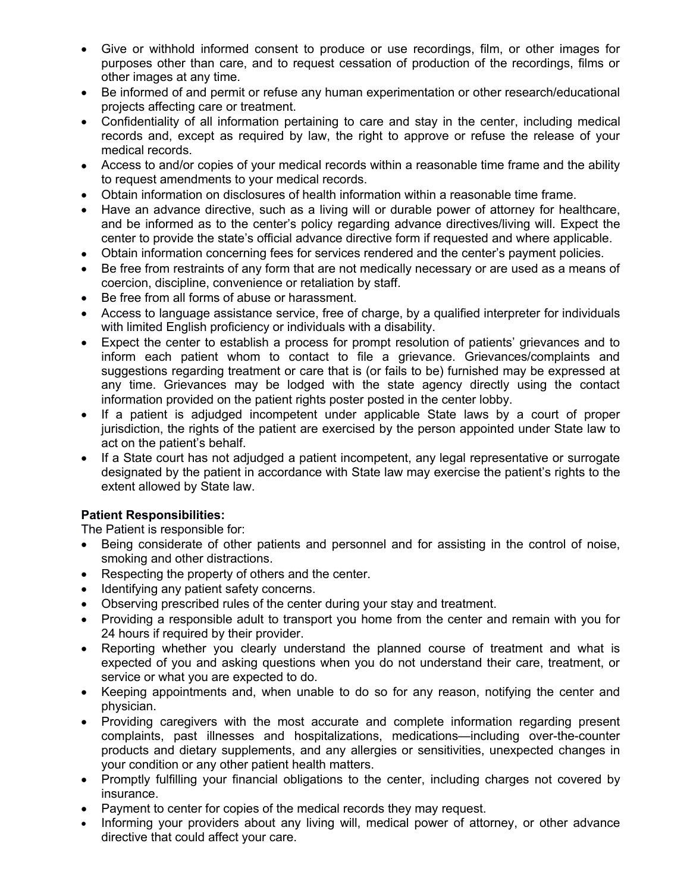- Give or withhold informed consent to produce or use recordings, film, or other images for purposes other than care, and to request cessation of production of the recordings, films or other images at any time.
- Be informed of and permit or refuse any human experimentation or other research/educational projects affecting care or treatment.
- Confidentiality of all information pertaining to care and stay in the center, including medical records and, except as required by law, the right to approve or refuse the release of your medical records.
- Access to and/or copies of your medical records within a reasonable time frame and the ability to request amendments to your medical records.
- Obtain information on disclosures of health information within a reasonable time frame.
- Have an advance directive, such as a living will or durable power of attorney for healthcare, and be informed as to the center's policy regarding advance directives/living will. Expect the center to provide the state's official advance directive form if requested and where applicable.
- Obtain information concerning fees for services rendered and the center's payment policies.
- Be free from restraints of any form that are not medically necessary or are used as a means of coercion, discipline, convenience or retaliation by staff.
- Be free from all forms of abuse or harassment.
- Access to language assistance service, free of charge, by a qualified interpreter for individuals with limited English proficiency or individuals with a disability.
- Expect the center to establish a process for prompt resolution of patients' grievances and to inform each patient whom to contact to file a grievance. Grievances/complaints and suggestions regarding treatment or care that is (or fails to be) furnished may be expressed at any time. Grievances may be lodged with the state agency directly using the contact information provided on the patient rights poster posted in the center lobby.
- If a patient is adjudged incompetent under applicable State laws by a court of proper jurisdiction, the rights of the patient are exercised by the person appointed under State law to act on the patient's behalf.
- If a State court has not adjudged a patient incompetent, any legal representative or surrogate designated by the patient in accordance with State law may exercise the patient's rights to the extent allowed by State law.

**Patient Responsibilities:**

The Patient is responsible for:

- Being considerate of other patients and personnel and for assisting in the control of noise, smoking and other distractions.
- Respecting the property of others and the center.
- Identifying any patient safety concerns.
- Observing prescribed rules of the center during your stay and treatment.
- Providing a responsible adult to transport you home from the center and remain with you for 24 hours if required by their provider.
- Reporting whether you clearly understand the planned course of treatment and what is expected of you and asking questions when you do not understand their care, treatment, or service or what you are expected to do.
- Keeping appointments and, when unable to do so for any reason, notifying the center and physician.
- Providing caregivers with the most accurate and complete information regarding present complaints, past illnesses and hospitalizations, medications—including over-the-counter products and dietary supplements, and any allergies or sensitivities, unexpected changes in your condition or any other patient health matters.
- Promptly fulfilling your financial obligations to the center, including charges not covered by insurance.
- Payment to center for copies of the medical records they may request.
- Informing your providers about any living will, medical power of attorney, or other advance directive that could affect your care.